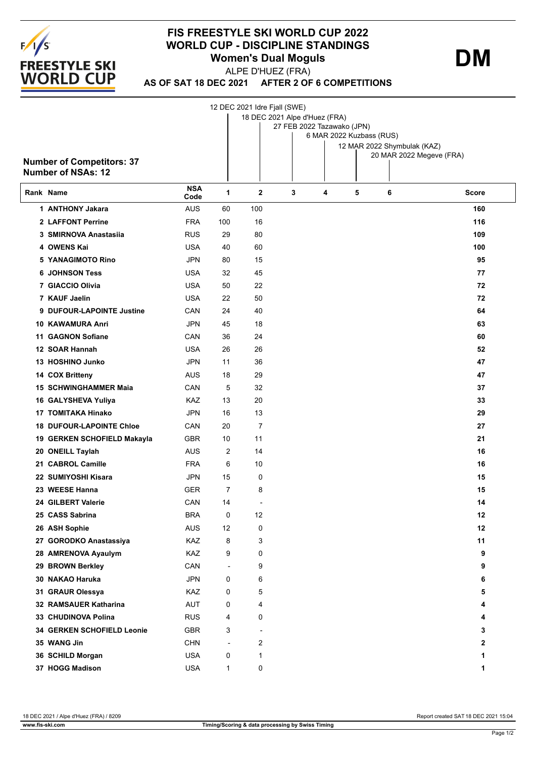# FIS FREESTYLE SKI WORLD CUP 2022

## WORLD CUP - DISCIPLINE STANDINGS

### Women's Dual Moguls

**DM**

ALPE D'HUEZ (FRA)

**AS OF SAT 18 DEC 2021 AFTER 2 OF 6 COMPETITIONS**

1. 12 DEC 2021 Idre Fjall (SWE)
2. 18 DEC 2021 Alpe d'Huez (FRA)
3. 27 FEB 2022 Tazawako (JPN)
4. 6 MAR 2022 Kuzbass (RUS)
5. 12 MAR 2022 Shymbulak (KAZ)
6. 20 MAR 2022 Megeve (FRA)

**Number of Competitors: 37**
**Number of NSAs: 12**

| Rank | Name | NSA Code | 1 | 2 | 3 | 4 | 5 | 6 | Score |
|---|---|---|---|---|---|---|---|---|---|
| 1 | ANTHONY Jakara | AUS | 60 | 100 | | | | | 160 |
| 2 | LAFFONT Perrine | FRA | 100 | 16 | | | | | 116 |
| 3 | SMIRNOVA Anastasiia | RUS | 29 | 80 | | | | | 109 |
| 4 | OWENS Kai | USA | 40 | 60 | | | | | 100 |
| 5 | YANAGIMOTO Rino | JPN | 80 | 15 | | | | | 95 |
| 6 | JOHNSON Tess | USA | 32 | 45 | | | | | 77 |
| 7 | GIACCIO Olivia | USA | 50 | 22 | | | | | 72 |
| 7 | KAUF Jaelin | USA | 22 | 50 | | | | | 72 |
| 9 | DUFOUR-LAPOINTE Justine | CAN | 24 | 40 | | | | | 64 |
| 10 | KAWAMURA Anri | JPN | 45 | 18 | | | | | 63 |
| 11 | GAGNON Sofiane | CAN | 36 | 24 | | | | | 60 |
| 12 | SOAR Hannah | USA | 26 | 26 | | | | | 52 |
| 13 | HOSHINO Junko | JPN | 11 | 36 | | | | | 47 |
| 14 | COX Britteny | AUS | 18 | 29 | | | | | 47 |
| 15 | SCHWINGHAMMER Maia | CAN | 5 | 32 | | | | | 37 |
| 16 | GALYSHEVA Yuliya | KAZ | 13 | 20 | | | | | 33 |
| 17 | TOMITAKA Hinako | JPN | 16 | 13 | | | | | 29 |
| 18 | DUFOUR-LAPOINTE Chloe | CAN | 20 | 7 | | | | | 27 |
| 19 | GERKEN SCHOFIELD Makayla | GBR | 10 | 11 | | | | | 21 |
| 20 | ONEILL Taylah | AUS | 2 | 14 | | | | | 16 |
| 21 | CABROL Camille | FRA | 6 | 10 | | | | | 16 |
| 22 | SUMIYOSHI Kisara | JPN | 15 | 0 | | | | | 15 |
| 23 | WEESE Hanna | GER | 7 | 8 | | | | | 15 |
| 24 | GILBERT Valerie | CAN | 14 | - | | | | | 14 |
| 25 | CASS Sabrina | BRA | 0 | 12 | | | | | 12 |
| 26 | ASH Sophie | AUS | 12 | 0 | | | | | 12 |
| 27 | GORODKO Anastassiya | KAZ | 8 | 3 | | | | | 11 |
| 28 | AMRENOVA Ayaulym | KAZ | 9 | 0 | | | | | 9 |
| 29 | BROWN Berkley | CAN | - | 9 | | | | | 9 |
| 30 | NAKAO Haruka | JPN | 0 | 6 | | | | | 6 |
| 31 | GRAUR Olessya | KAZ | 0 | 5 | | | | | 5 |
| 32 | RAMSAUER Katharina | AUT | 0 | 4 | | | | | 4 |
| 33 | CHUDINOVA Polina | RUS | 4 | 0 | | | | | 4 |
| 34 | GERKEN SCHOFIELD Leonie | GBR | 3 | - | | | | | 3 |
| 35 | WANG Jin | CHN | - | 2 | | | | | 2 |
| 36 | SCHILD Morgan | USA | 0 | 1 | | | | | 1 |
| 37 | HOGG Madison | USA | 1 | 0 | | | | | 1 |

18 DEC 2021 / Alpe d'Huez (FRA) / 8209 — Report created SAT 18 DEC 2021 15:04

www.fis-ski.com — Timing/Scoring & data processing by Swiss Timing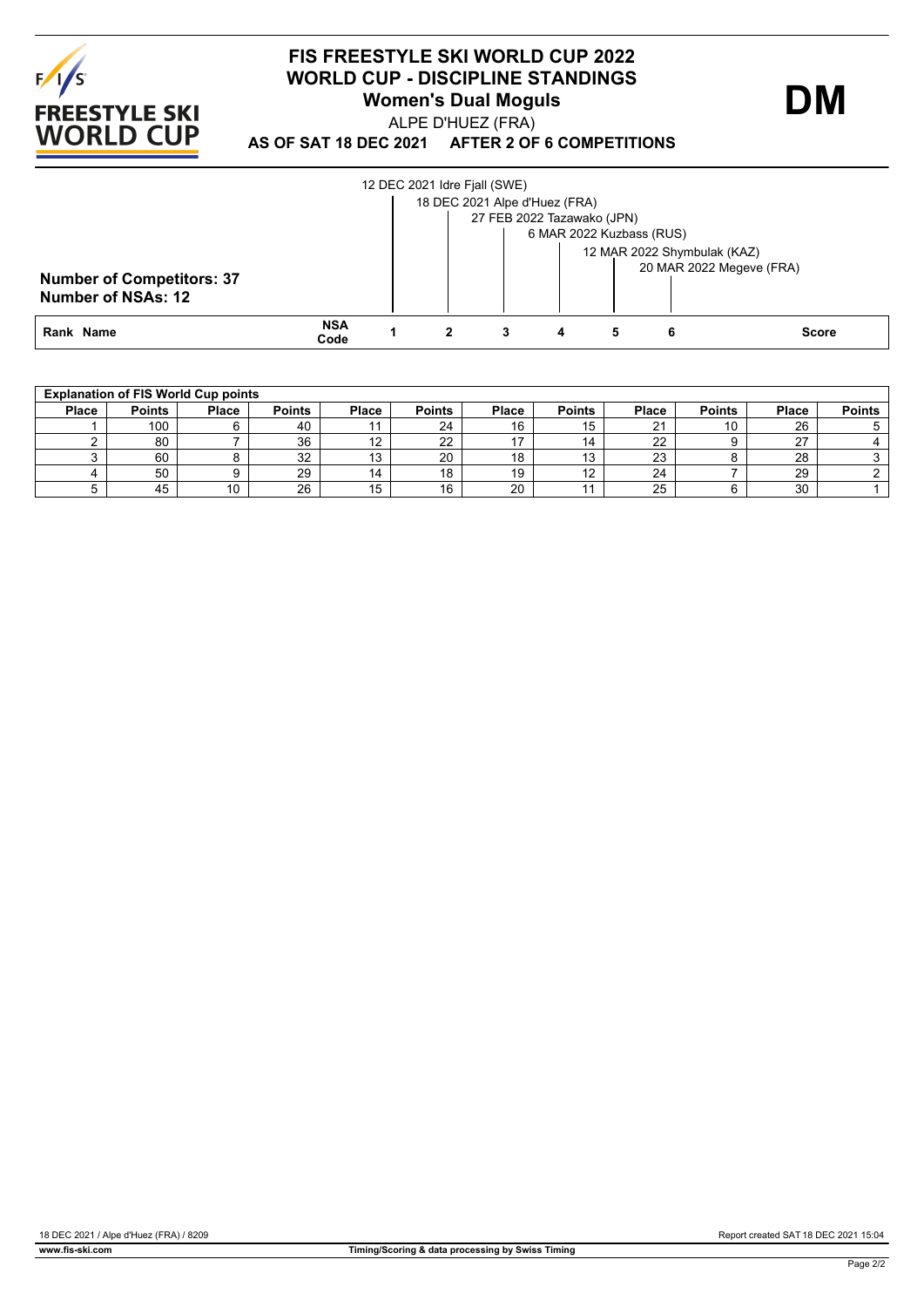# FIS FREESTYLE SKI WORLD CUP 2022
## WORLD CUP - DISCIPLINE STANDINGS
### Women's Dual Moguls

**DM**

ALPE D'HUEZ (FRA)

**AS OF SAT 18 DEC 2021 AFTER 2 OF 6 COMPETITIONS**

1. 12 DEC 2021 Idre Fjall (SWE)
2. 18 DEC 2021 Alpe d'Huez (FRA)
3. 27 FEB 2022 Tazawako (JPN)
4. 6 MAR 2022 Kuzbass (RUS)
5. 12 MAR 2022 Shymbulak (KAZ)
6. 20 MAR 2022 Megeve (FRA)

**Number of Competitors: 37**
**Number of NSAs: 12**

| Rank | Name | NSA Code | 1 | 2 | 3 | 4 | 5 | 6 | Score |
|---|---|---|---|---|---|---|---|---|---|

| Explanation of FIS World Cup points | | | | | | | | | | | |
|---|---|---|---|---|---|---|---|---|---|---|---|
| Place | Points | Place | Points | Place | Points | Place | Points | Place | Points | Place | Points |
| 1 | 100 | 6 | 40 | 11 | 24 | 16 | 15 | 21 | 10 | 26 | 5 |
| 2 | 80 | 7 | 36 | 12 | 22 | 17 | 14 | 22 | 9 | 27 | 4 |
| 3 | 60 | 8 | 32 | 13 | 20 | 18 | 13 | 23 | 8 | 28 | 3 |
| 4 | 50 | 9 | 29 | 14 | 18 | 19 | 12 | 24 | 7 | 29 | 2 |
| 5 | 45 | 10 | 26 | 15 | 16 | 20 | 11 | 25 | 6 | 30 | 1 |

18 DEC 2021 / Alpe d'Huez (FRA) / 8209

Report created SAT 18 DEC 2021 15:04

www.fis-ski.com

Timing/Scoring & data processing by Swiss Timing